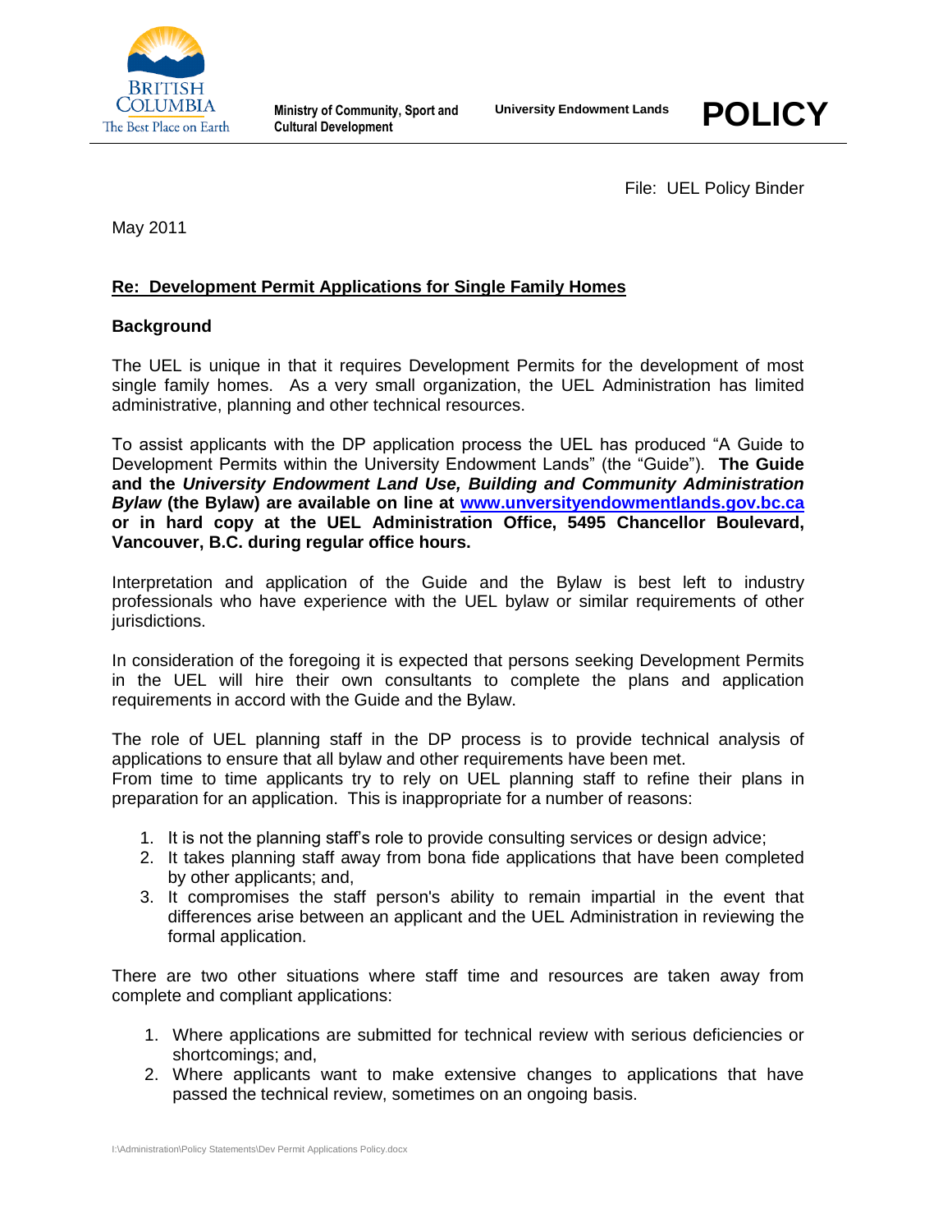Ministry of Community, Sport and Cultural Development

University Endowment Lands

# POLICY

File: UEL Policy Binder

May 2011

**Re: Development Permit Applications for Single Family Homes**

**Background**

The UEL is unique in that it requires Development Permits for the development of most single family homes. As a very small organization, the UEL Administration has limited administrative, planning and other technical resources.

To assist applicants with the DP application process the UEL has produced "A Guide to Development Permits within the University Endowment Lands" (the "Guide"). **The Guide and the *University Endowment Land Use, Building and Community Administration Bylaw* (the Bylaw) are available on line at [www.unversityendowmentlands.gov.bc.ca](www.unversityendowmentlands.gov.bc.ca) or in hard copy at the UEL Administration Office, 5495 Chancellor Boulevard, Vancouver, B.C. during regular office hours.**

Interpretation and application of the Guide and the Bylaw is best left to industry professionals who have experience with the UEL bylaw or similar requirements of other jurisdictions.

In consideration of the foregoing it is expected that persons seeking Development Permits in the UEL will hire their own consultants to complete the plans and application requirements in accord with the Guide and the Bylaw.

The role of UEL planning staff in the DP process is to provide technical analysis of applications to ensure that all bylaw and other requirements have been met.
From time to time applicants try to rely on UEL planning staff to refine their plans in preparation for an application. This is inappropriate for a number of reasons:

1. It is not the planning staff's role to provide consulting services or design advice;
2. It takes planning staff away from bona fide applications that have been completed by other applicants; and,
3. It compromises the staff person's ability to remain impartial in the event that differences arise between an applicant and the UEL Administration in reviewing the formal application.

There are two other situations where staff time and resources are taken away from complete and compliant applications:

1. Where applications are submitted for technical review with serious deficiencies or shortcomings; and,
2. Where applicants want to make extensive changes to applications that have passed the technical review, sometimes on an ongoing basis.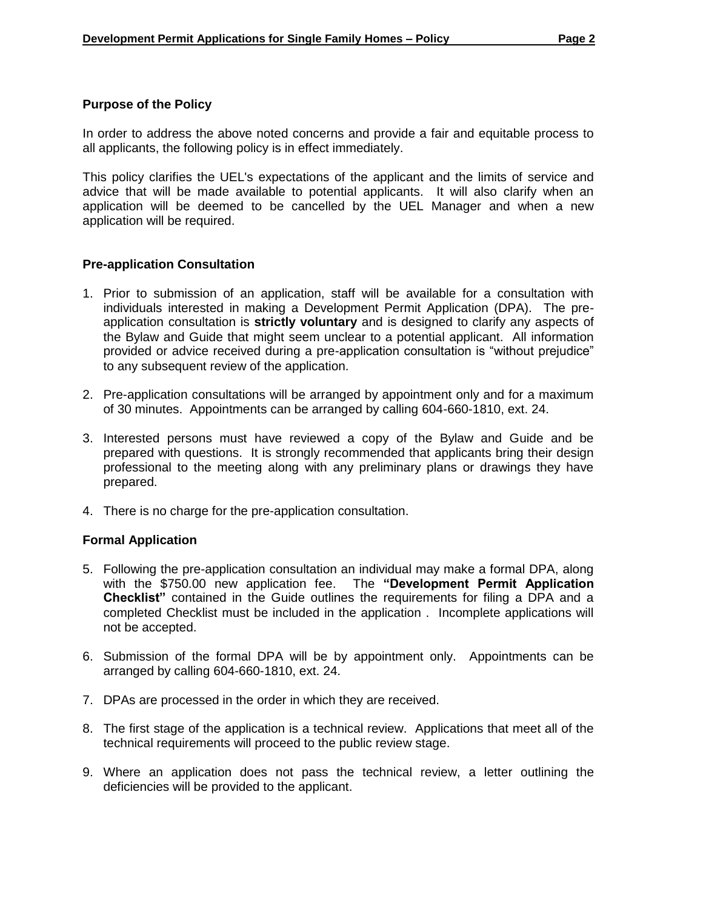## Purpose of the Policy

In order to address the above noted concerns and provide a fair and equitable process to all applicants, the following policy is in effect immediately.

This policy clarifies the UEL's expectations of the applicant and the limits of service and advice that will be made available to potential applicants. It will also clarify when an application will be deemed to be cancelled by the UEL Manager and when a new application will be required.

## Pre-application Consultation

1. Prior to submission of an application, staff will be available for a consultation with individuals interested in making a Development Permit Application (DPA). The pre-application consultation is **strictly voluntary** and is designed to clarify any aspects of the Bylaw and Guide that might seem unclear to a potential applicant. All information provided or advice received during a pre-application consultation is "without prejudice" to any subsequent review of the application.

2. Pre-application consultations will be arranged by appointment only and for a maximum of 30 minutes. Appointments can be arranged by calling 604-660-1810, ext. 24.

3. Interested persons must have reviewed a copy of the Bylaw and Guide and be prepared with questions. It is strongly recommended that applicants bring their design professional to the meeting along with any preliminary plans or drawings they have prepared.

4. There is no charge for the pre-application consultation.

## Formal Application

5. Following the pre-application consultation an individual may make a formal DPA, along with the $750.00 new application fee. The **"Development Permit Application Checklist"** contained in the Guide outlines the requirements for filing a DPA and a completed Checklist must be included in the application . Incomplete applications will not be accepted.

6. Submission of the formal DPA will be by appointment only. Appointments can be arranged by calling 604-660-1810, ext. 24.

7. DPAs are processed in the order in which they are received.

8. The first stage of the application is a technical review. Applications that meet all of the technical requirements will proceed to the public review stage.

9. Where an application does not pass the technical review, a letter outlining the deficiencies will be provided to the applicant.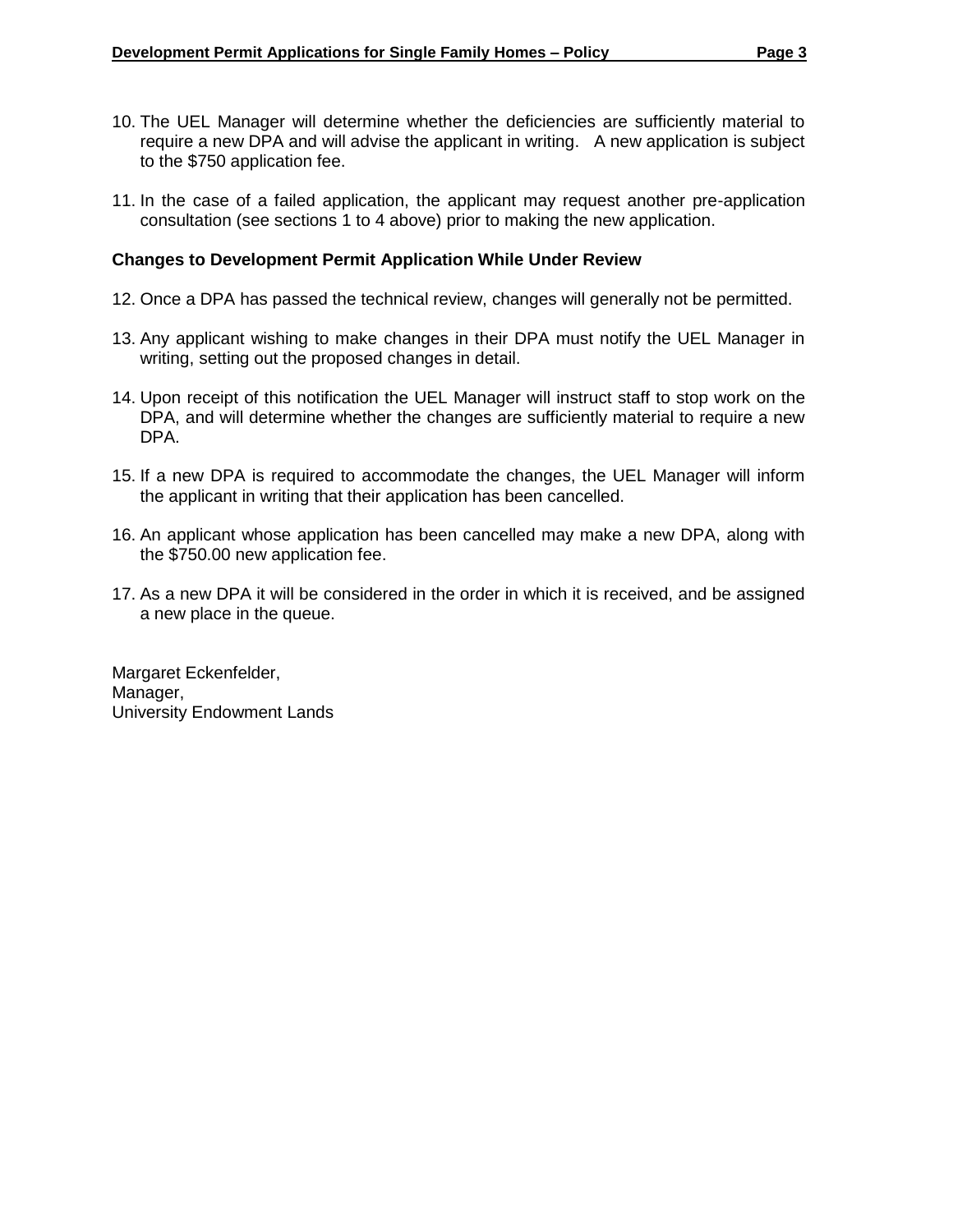10. The UEL Manager will determine whether the deficiencies are sufficiently material to require a new DPA and will advise the applicant in writing. A new application is subject to the $750 application fee.

11. In the case of a failed application, the applicant may request another pre-application consultation (see sections 1 to 4 above) prior to making the new application.

**Changes to Development Permit Application While Under Review**

12. Once a DPA has passed the technical review, changes will generally not be permitted.

13. Any applicant wishing to make changes in their DPA must notify the UEL Manager in writing, setting out the proposed changes in detail.

14. Upon receipt of this notification the UEL Manager will instruct staff to stop work on the DPA, and will determine whether the changes are sufficiently material to require a new DPA.

15. If a new DPA is required to accommodate the changes, the UEL Manager will inform the applicant in writing that their application has been cancelled.

16. An applicant whose application has been cancelled may make a new DPA, along with the $750.00 new application fee.

17. As a new DPA it will be considered in the order in which it is received, and be assigned a new place in the queue.

Margaret Eckenfelder,
Manager,
University Endowment Lands